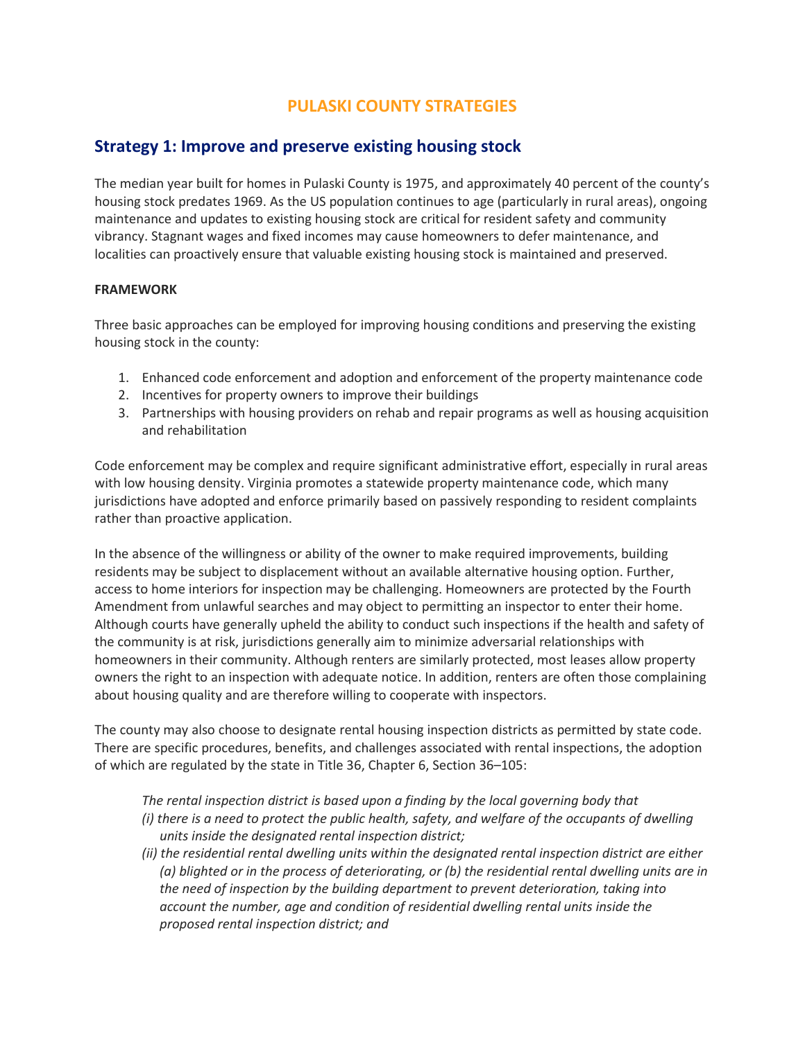# PULASKI COUNTY STRATEGIES

## Strategy 1: Improve and preserve existing housing stock

The median year built for homes in Pulaski County is 1975, and approximately 40 percent of the county's housing stock predates 1969. As the US population continues to age (particularly in rural areas), ongoing maintenance and updates to existing housing stock are critical for resident safety and community vibrancy. Stagnant wages and fixed incomes may cause homeowners to defer maintenance, and localities can proactively ensure that valuable existing housing stock is maintained and preserved.

**FRAMEWORK**

Three basic approaches can be employed for improving housing conditions and preserving the existing housing stock in the county:

1. Enhanced code enforcement and adoption and enforcement of the property maintenance code
2. Incentives for property owners to improve their buildings
3. Partnerships with housing providers on rehab and repair programs as well as housing acquisition and rehabilitation

Code enforcement may be complex and require significant administrative effort, especially in rural areas with low housing density. Virginia promotes a statewide property maintenance code, which many jurisdictions have adopted and enforce primarily based on passively responding to resident complaints rather than proactive application.

In the absence of the willingness or ability of the owner to make required improvements, building residents may be subject to displacement without an available alternative housing option. Further, access to home interiors for inspection may be challenging. Homeowners are protected by the Fourth Amendment from unlawful searches and may object to permitting an inspector to enter their home. Although courts have generally upheld the ability to conduct such inspections if the health and safety of the community is at risk, jurisdictions generally aim to minimize adversarial relationships with homeowners in their community. Although renters are similarly protected, most leases allow property owners the right to an inspection with adequate notice. In addition, renters are often those complaining about housing quality and are therefore willing to cooperate with inspectors.

The county may also choose to designate rental housing inspection districts as permitted by state code. There are specific procedures, benefits, and challenges associated with rental inspections, the adoption of which are regulated by the state in Title 36, Chapter 6, Section 36–105:

> *The rental inspection district is based upon a finding by the local governing body that*
> *(i) there is a need to protect the public health, safety, and welfare of the occupants of dwelling units inside the designated rental inspection district;*
> *(ii) the residential rental dwelling units within the designated rental inspection district are either (a) blighted or in the process of deteriorating, or (b) the residential rental dwelling units are in the need of inspection by the building department to prevent deterioration, taking into account the number, age and condition of residential dwelling rental units inside the proposed rental inspection district; and*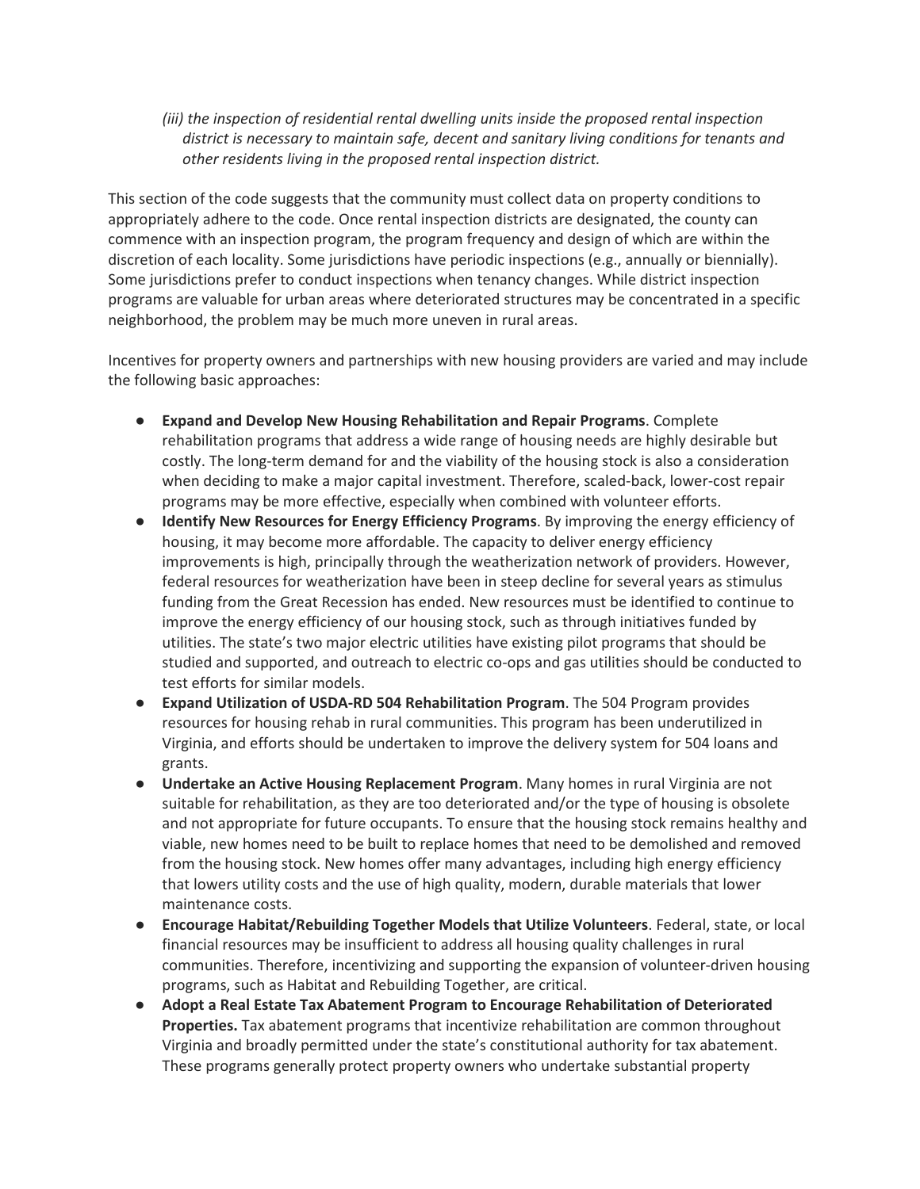*(iii) the inspection of residential rental dwelling units inside the proposed rental inspection district is necessary to maintain safe, decent and sanitary living conditions for tenants and other residents living in the proposed rental inspection district.*

This section of the code suggests that the community must collect data on property conditions to appropriately adhere to the code. Once rental inspection districts are designated, the county can commence with an inspection program, the program frequency and design of which are within the discretion of each locality. Some jurisdictions have periodic inspections (e.g., annually or biennially). Some jurisdictions prefer to conduct inspections when tenancy changes. While district inspection programs are valuable for urban areas where deteriorated structures may be concentrated in a specific neighborhood, the problem may be much more uneven in rural areas.

Incentives for property owners and partnerships with new housing providers are varied and may include the following basic approaches:

- **Expand and Develop New Housing Rehabilitation and Repair Programs**. Complete rehabilitation programs that address a wide range of housing needs are highly desirable but costly. The long-term demand for and the viability of the housing stock is also a consideration when deciding to make a major capital investment. Therefore, scaled-back, lower-cost repair programs may be more effective, especially when combined with volunteer efforts.
- **Identify New Resources for Energy Efficiency Programs**. By improving the energy efficiency of housing, it may become more affordable. The capacity to deliver energy efficiency improvements is high, principally through the weatherization network of providers. However, federal resources for weatherization have been in steep decline for several years as stimulus funding from the Great Recession has ended. New resources must be identified to continue to improve the energy efficiency of our housing stock, such as through initiatives funded by utilities. The state's two major electric utilities have existing pilot programs that should be studied and supported, and outreach to electric co-ops and gas utilities should be conducted to test efforts for similar models.
- **Expand Utilization of USDA-RD 504 Rehabilitation Program**. The 504 Program provides resources for housing rehab in rural communities. This program has been underutilized in Virginia, and efforts should be undertaken to improve the delivery system for 504 loans and grants.
- **Undertake an Active Housing Replacement Program**. Many homes in rural Virginia are not suitable for rehabilitation, as they are too deteriorated and/or the type of housing is obsolete and not appropriate for future occupants. To ensure that the housing stock remains healthy and viable, new homes need to be built to replace homes that need to be demolished and removed from the housing stock. New homes offer many advantages, including high energy efficiency that lowers utility costs and the use of high quality, modern, durable materials that lower maintenance costs.
- **Encourage Habitat/Rebuilding Together Models that Utilize Volunteers**. Federal, state, or local financial resources may be insufficient to address all housing quality challenges in rural communities. Therefore, incentivizing and supporting the expansion of volunteer-driven housing programs, such as Habitat and Rebuilding Together, are critical.
- **Adopt a Real Estate Tax Abatement Program to Encourage Rehabilitation of Deteriorated Properties.** Tax abatement programs that incentivize rehabilitation are common throughout Virginia and broadly permitted under the state's constitutional authority for tax abatement. These programs generally protect property owners who undertake substantial property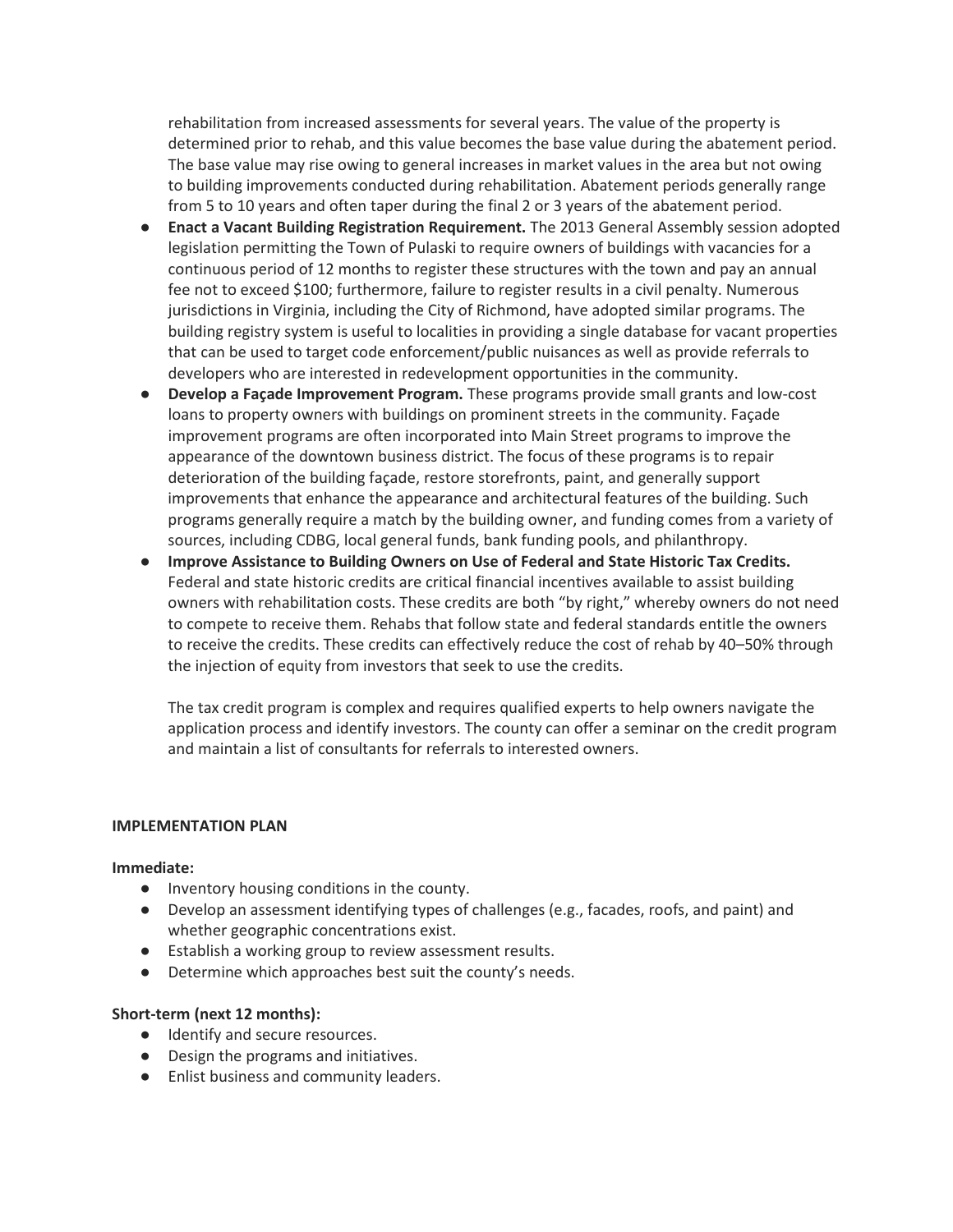rehabilitation from increased assessments for several years. The value of the property is determined prior to rehab, and this value becomes the base value during the abatement period. The base value may rise owing to general increases in market values in the area but not owing to building improvements conducted during rehabilitation. Abatement periods generally range from 5 to 10 years and often taper during the final 2 or 3 years of the abatement period.

- **Enact a Vacant Building Registration Requirement.** The 2013 General Assembly session adopted legislation permitting the Town of Pulaski to require owners of buildings with vacancies for a continuous period of 12 months to register these structures with the town and pay an annual fee not to exceed $100; furthermore, failure to register results in a civil penalty. Numerous jurisdictions in Virginia, including the City of Richmond, have adopted similar programs. The building registry system is useful to localities in providing a single database for vacant properties that can be used to target code enforcement/public nuisances as well as provide referrals to developers who are interested in redevelopment opportunities in the community.
- **Develop a Façade Improvement Program.** These programs provide small grants and low-cost loans to property owners with buildings on prominent streets in the community. Façade improvement programs are often incorporated into Main Street programs to improve the appearance of the downtown business district. The focus of these programs is to repair deterioration of the building façade, restore storefronts, paint, and generally support improvements that enhance the appearance and architectural features of the building. Such programs generally require a match by the building owner, and funding comes from a variety of sources, including CDBG, local general funds, bank funding pools, and philanthropy.
- **Improve Assistance to Building Owners on Use of Federal and State Historic Tax Credits.** Federal and state historic credits are critical financial incentives available to assist building owners with rehabilitation costs. These credits are both "by right," whereby owners do not need to compete to receive them. Rehabs that follow state and federal standards entitle the owners to receive the credits. These credits can effectively reduce the cost of rehab by 40–50% through the injection of equity from investors that seek to use the credits.

  The tax credit program is complex and requires qualified experts to help owners navigate the application process and identify investors. The county can offer a seminar on the credit program and maintain a list of consultants for referrals to interested owners.

**IMPLEMENTATION PLAN**

**Immediate:**

- Inventory housing conditions in the county.
- Develop an assessment identifying types of challenges (e.g., facades, roofs, and paint) and whether geographic concentrations exist.
- Establish a working group to review assessment results.
- Determine which approaches best suit the county's needs.

**Short-term (next 12 months):**

- Identify and secure resources.
- Design the programs and initiatives.
- Enlist business and community leaders.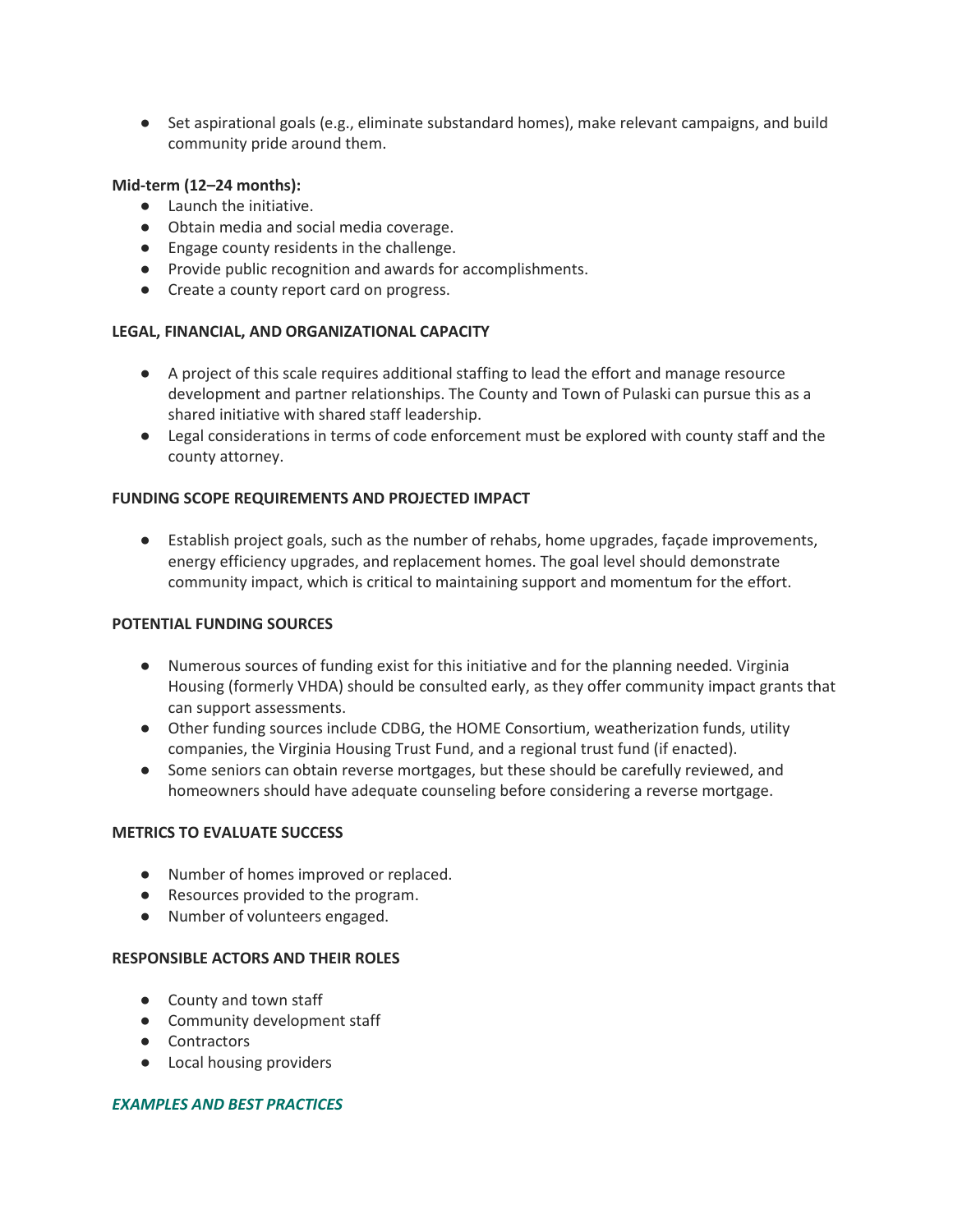- Set aspirational goals (e.g., eliminate substandard homes), make relevant campaigns, and build community pride around them.

**Mid-term (12–24 months):**

- Launch the initiative.
- Obtain media and social media coverage.
- Engage county residents in the challenge.
- Provide public recognition and awards for accomplishments.
- Create a county report card on progress.

**LEGAL, FINANCIAL, AND ORGANIZATIONAL CAPACITY**

- A project of this scale requires additional staffing to lead the effort and manage resource development and partner relationships. The County and Town of Pulaski can pursue this as a shared initiative with shared staff leadership.
- Legal considerations in terms of code enforcement must be explored with county staff and the county attorney.

**FUNDING SCOPE REQUIREMENTS AND PROJECTED IMPACT**

- Establish project goals, such as the number of rehabs, home upgrades, façade improvements, energy efficiency upgrades, and replacement homes. The goal level should demonstrate community impact, which is critical to maintaining support and momentum for the effort.

**POTENTIAL FUNDING SOURCES**

- Numerous sources of funding exist for this initiative and for the planning needed. Virginia Housing (formerly VHDA) should be consulted early, as they offer community impact grants that can support assessments.
- Other funding sources include CDBG, the HOME Consortium, weatherization funds, utility companies, the Virginia Housing Trust Fund, and a regional trust fund (if enacted).
- Some seniors can obtain reverse mortgages, but these should be carefully reviewed, and homeowners should have adequate counseling before considering a reverse mortgage.

**METRICS TO EVALUATE SUCCESS**

- Number of homes improved or replaced.
- Resources provided to the program.
- Number of volunteers engaged.

**RESPONSIBLE ACTORS AND THEIR ROLES**

- County and town staff
- Community development staff
- Contractors
- Local housing providers

***EXAMPLES AND BEST PRACTICES***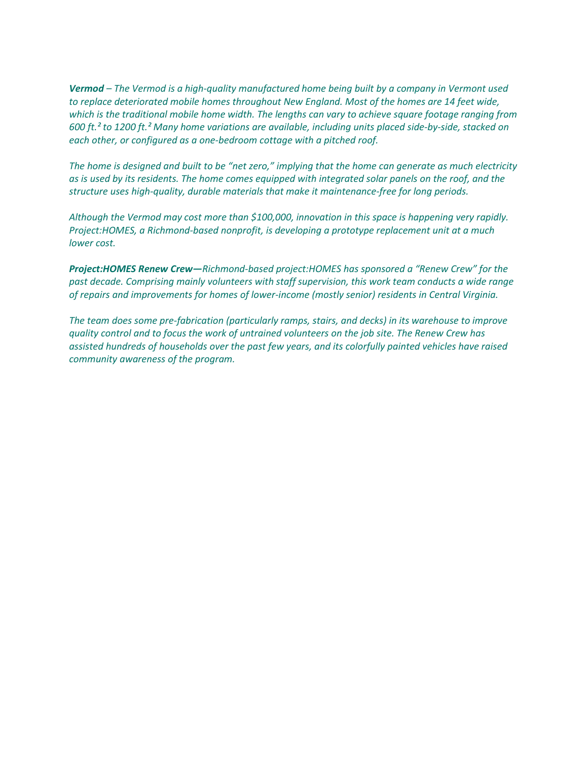***Vermod** – The Vermod is a high-quality manufactured home being built by a company in Vermont used to replace deteriorated mobile homes throughout New England. Most of the homes are 14 feet wide, which is the traditional mobile home width. The lengths can vary to achieve square footage ranging from 600 ft.² to 1200 ft.² Many home variations are available, including units placed side-by-side, stacked on each other, or configured as a one-bedroom cottage with a pitched roof.*

*The home is designed and built to be "net zero," implying that the home can generate as much electricity as is used by its residents. The home comes equipped with integrated solar panels on the roof, and the structure uses high-quality, durable materials that make it maintenance-free for long periods.*

*Although the Vermod may cost more than $100,000, innovation in this space is happening very rapidly. Project:HOMES, a Richmond-based nonprofit, is developing a prototype replacement unit at a much lower cost.*

***Project:HOMES Renew Crew**—Richmond-based project:HOMES has sponsored a "Renew Crew" for the past decade. Comprising mainly volunteers with staff supervision, this work team conducts a wide range of repairs and improvements for homes of lower-income (mostly senior) residents in Central Virginia.*

*The team does some pre-fabrication (particularly ramps, stairs, and decks) in its warehouse to improve quality control and to focus the work of untrained volunteers on the job site. The Renew Crew has assisted hundreds of households over the past few years, and its colorfully painted vehicles have raised community awareness of the program.*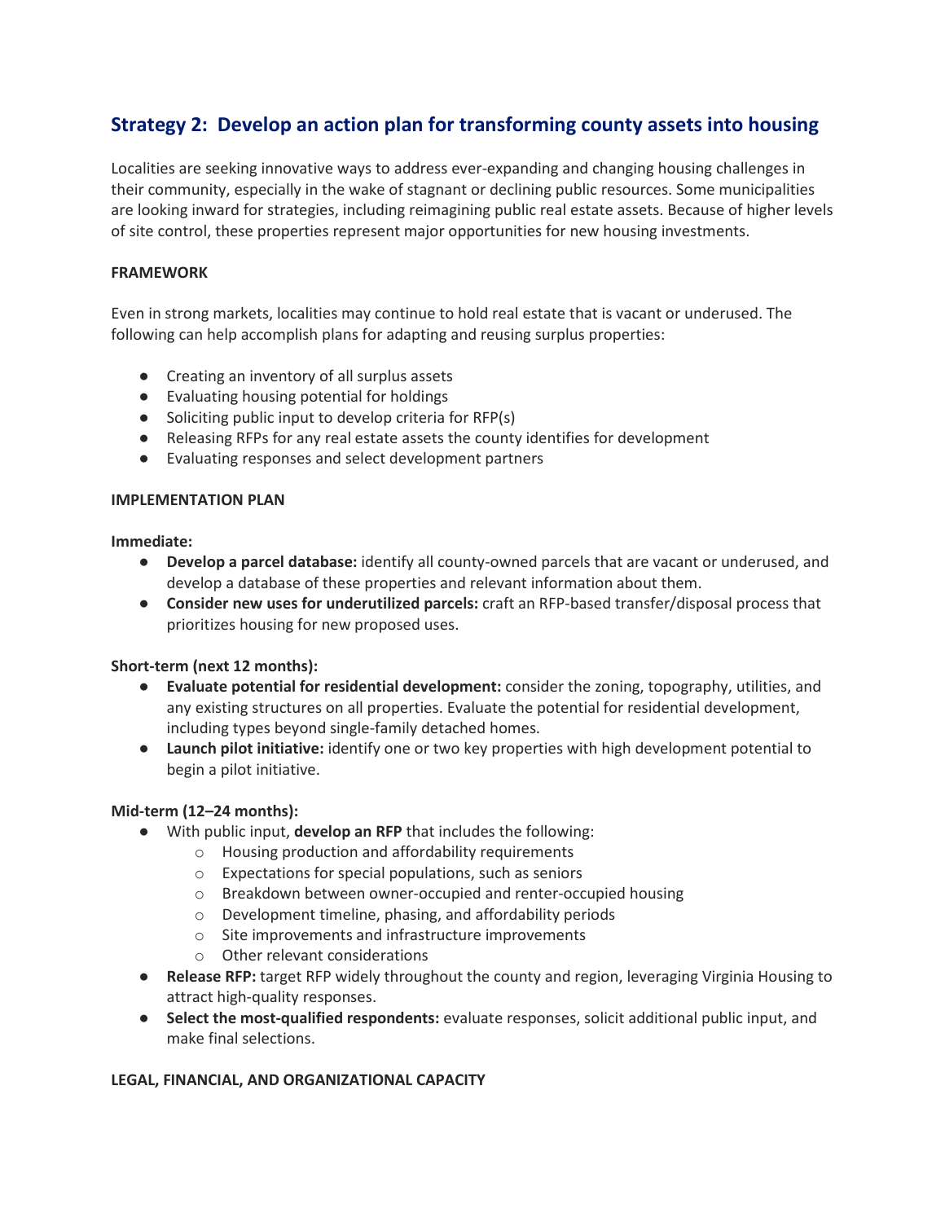## Strategy 2: Develop an action plan for transforming county assets into housing

Localities are seeking innovative ways to address ever-expanding and changing housing challenges in their community, especially in the wake of stagnant or declining public resources. Some municipalities are looking inward for strategies, including reimagining public real estate assets. Because of higher levels of site control, these properties represent major opportunities for new housing investments.

**FRAMEWORK**

Even in strong markets, localities may continue to hold real estate that is vacant or underused. The following can help accomplish plans for adapting and reusing surplus properties:

- Creating an inventory of all surplus assets
- Evaluating housing potential for holdings
- Soliciting public input to develop criteria for RFP(s)
- Releasing RFPs for any real estate assets the county identifies for development
- Evaluating responses and select development partners

**IMPLEMENTATION PLAN**

**Immediate:**

- **Develop a parcel database:** identify all county-owned parcels that are vacant or underused, and develop a database of these properties and relevant information about them.
- **Consider new uses for underutilized parcels:** craft an RFP-based transfer/disposal process that prioritizes housing for new proposed uses.

**Short-term (next 12 months):**

- **Evaluate potential for residential development:** consider the zoning, topography, utilities, and any existing structures on all properties. Evaluate the potential for residential development, including types beyond single-family detached homes.
- **Launch pilot initiative:** identify one or two key properties with high development potential to begin a pilot initiative.

**Mid-term (12–24 months):**

- With public input, **develop an RFP** that includes the following:
  - Housing production and affordability requirements
  - Expectations for special populations, such as seniors
  - Breakdown between owner-occupied and renter-occupied housing
  - Development timeline, phasing, and affordability periods
  - Site improvements and infrastructure improvements
  - Other relevant considerations
- **Release RFP:** target RFP widely throughout the county and region, leveraging Virginia Housing to attract high-quality responses.
- **Select the most-qualified respondents:** evaluate responses, solicit additional public input, and make final selections.

**LEGAL, FINANCIAL, AND ORGANIZATIONAL CAPACITY**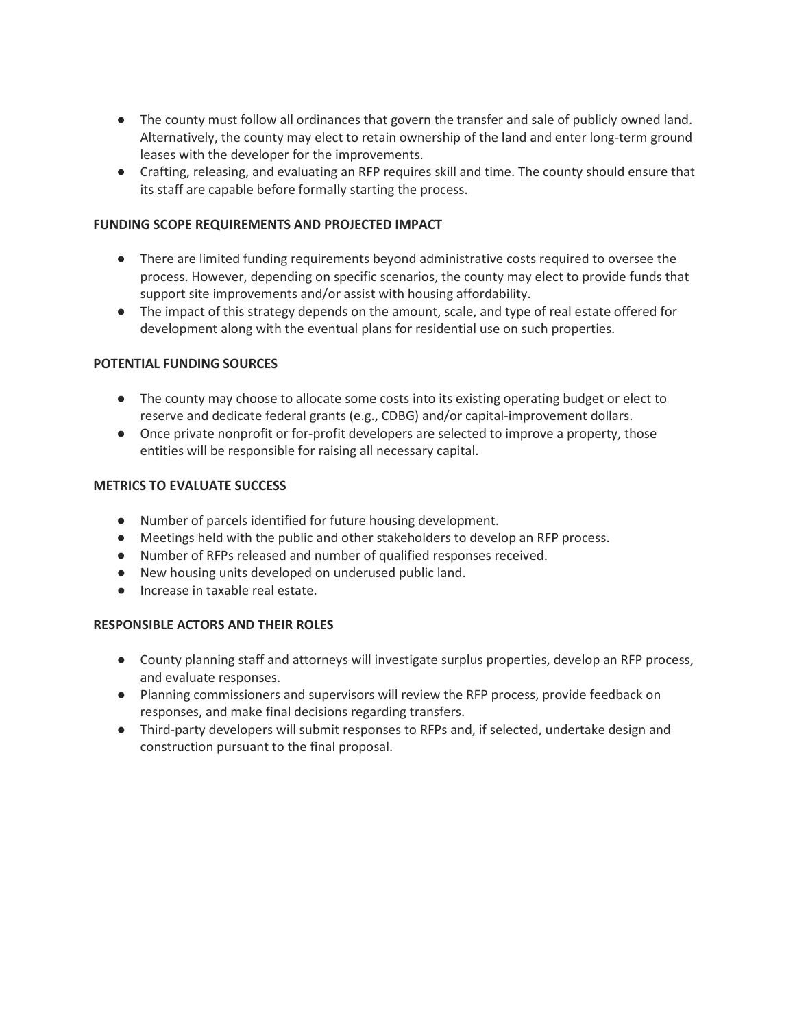- The county must follow all ordinances that govern the transfer and sale of publicly owned land. Alternatively, the county may elect to retain ownership of the land and enter long-term ground leases with the developer for the improvements.
- Crafting, releasing, and evaluating an RFP requires skill and time. The county should ensure that its staff are capable before formally starting the process.

**FUNDING SCOPE REQUIREMENTS AND PROJECTED IMPACT**

- There are limited funding requirements beyond administrative costs required to oversee the process. However, depending on specific scenarios, the county may elect to provide funds that support site improvements and/or assist with housing affordability.
- The impact of this strategy depends on the amount, scale, and type of real estate offered for development along with the eventual plans for residential use on such properties.

**POTENTIAL FUNDING SOURCES**

- The county may choose to allocate some costs into its existing operating budget or elect to reserve and dedicate federal grants (e.g., CDBG) and/or capital-improvement dollars.
- Once private nonprofit or for-profit developers are selected to improve a property, those entities will be responsible for raising all necessary capital.

**METRICS TO EVALUATE SUCCESS**

- Number of parcels identified for future housing development.
- Meetings held with the public and other stakeholders to develop an RFP process.
- Number of RFPs released and number of qualified responses received.
- New housing units developed on underused public land.
- Increase in taxable real estate.

**RESPONSIBLE ACTORS AND THEIR ROLES**

- County planning staff and attorneys will investigate surplus properties, develop an RFP process, and evaluate responses.
- Planning commissioners and supervisors will review the RFP process, provide feedback on responses, and make final decisions regarding transfers.
- Third-party developers will submit responses to RFPs and, if selected, undertake design and construction pursuant to the final proposal.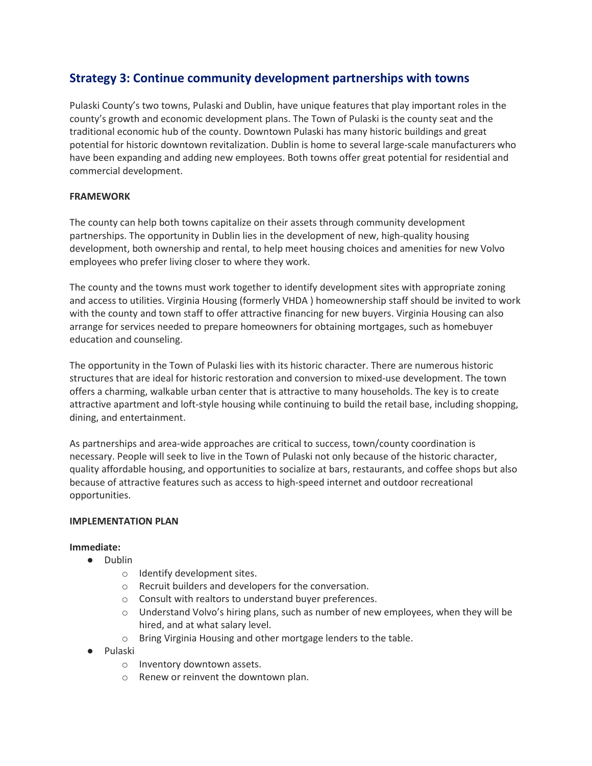## Strategy 3: Continue community development partnerships with towns

Pulaski County's two towns, Pulaski and Dublin, have unique features that play important roles in the county's growth and economic development plans. The Town of Pulaski is the county seat and the traditional economic hub of the county. Downtown Pulaski has many historic buildings and great potential for historic downtown revitalization. Dublin is home to several large-scale manufacturers who have been expanding and adding new employees. Both towns offer great potential for residential and commercial development.

**FRAMEWORK**

The county can help both towns capitalize on their assets through community development partnerships. The opportunity in Dublin lies in the development of new, high-quality housing development, both ownership and rental, to help meet housing choices and amenities for new Volvo employees who prefer living closer to where they work.

The county and the towns must work together to identify development sites with appropriate zoning and access to utilities. Virginia Housing (formerly VHDA ) homeownership staff should be invited to work with the county and town staff to offer attractive financing for new buyers. Virginia Housing can also arrange for services needed to prepare homeowners for obtaining mortgages, such as homebuyer education and counseling.

The opportunity in the Town of Pulaski lies with its historic character. There are numerous historic structures that are ideal for historic restoration and conversion to mixed-use development. The town offers a charming, walkable urban center that is attractive to many households. The key is to create attractive apartment and loft-style housing while continuing to build the retail base, including shopping, dining, and entertainment.

As partnerships and area-wide approaches are critical to success, town/county coordination is necessary. People will seek to live in the Town of Pulaski not only because of the historic character, quality affordable housing, and opportunities to socialize at bars, restaurants, and coffee shops but also because of attractive features such as access to high-speed internet and outdoor recreational opportunities.

**IMPLEMENTATION PLAN**

**Immediate:**

- Dublin
  - Identify development sites.
  - Recruit builders and developers for the conversation.
  - Consult with realtors to understand buyer preferences.
  - Understand Volvo's hiring plans, such as number of new employees, when they will be hired, and at what salary level.
  - Bring Virginia Housing and other mortgage lenders to the table.
- Pulaski
  - Inventory downtown assets.
  - Renew or reinvent the downtown plan.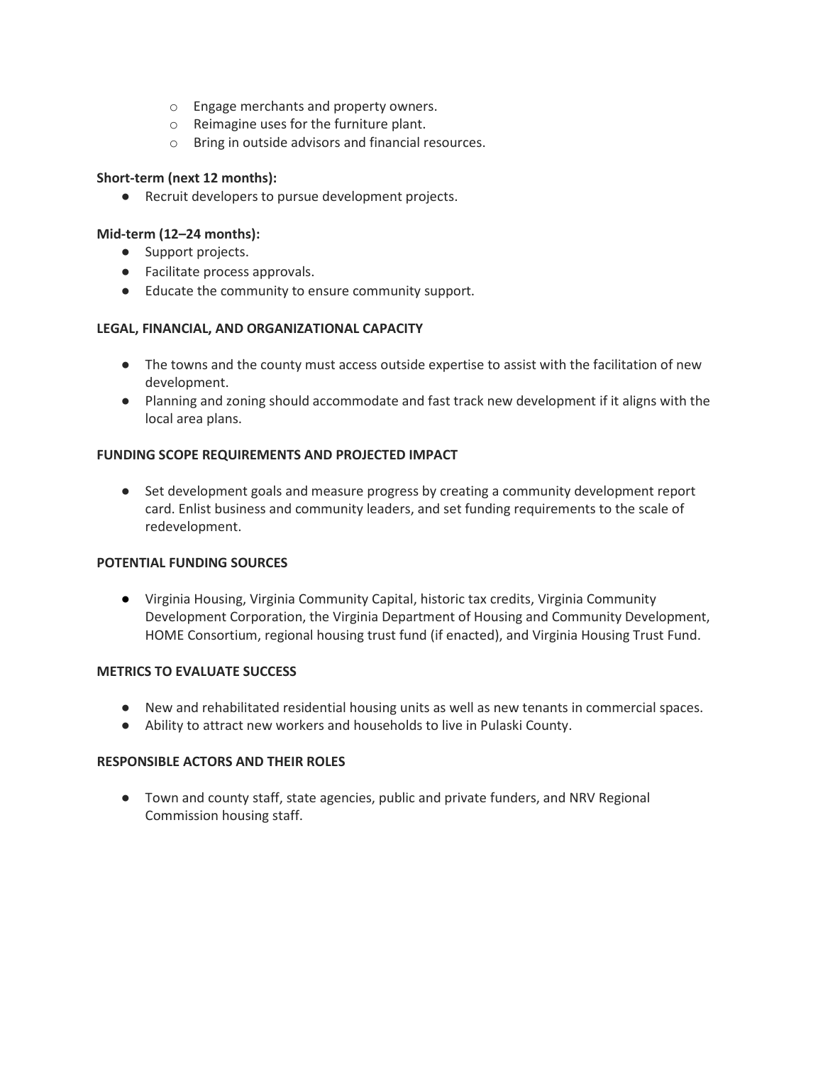- Engage merchants and property owners.
  - Reimagine uses for the furniture plant.
  - Bring in outside advisors and financial resources.

**Short-term (next 12 months):**

- Recruit developers to pursue development projects.

**Mid-term (12–24 months):**

- Support projects.
- Facilitate process approvals.
- Educate the community to ensure community support.

**LEGAL, FINANCIAL, AND ORGANIZATIONAL CAPACITY**

- The towns and the county must access outside expertise to assist with the facilitation of new development.
- Planning and zoning should accommodate and fast track new development if it aligns with the local area plans.

**FUNDING SCOPE REQUIREMENTS AND PROJECTED IMPACT**

- Set development goals and measure progress by creating a community development report card. Enlist business and community leaders, and set funding requirements to the scale of redevelopment.

**POTENTIAL FUNDING SOURCES**

- Virginia Housing, Virginia Community Capital, historic tax credits, Virginia Community Development Corporation, the Virginia Department of Housing and Community Development, HOME Consortium, regional housing trust fund (if enacted), and Virginia Housing Trust Fund.

**METRICS TO EVALUATE SUCCESS**

- New and rehabilitated residential housing units as well as new tenants in commercial spaces.
- Ability to attract new workers and households to live in Pulaski County.

**RESPONSIBLE ACTORS AND THEIR ROLES**

- Town and county staff, state agencies, public and private funders, and NRV Regional Commission housing staff.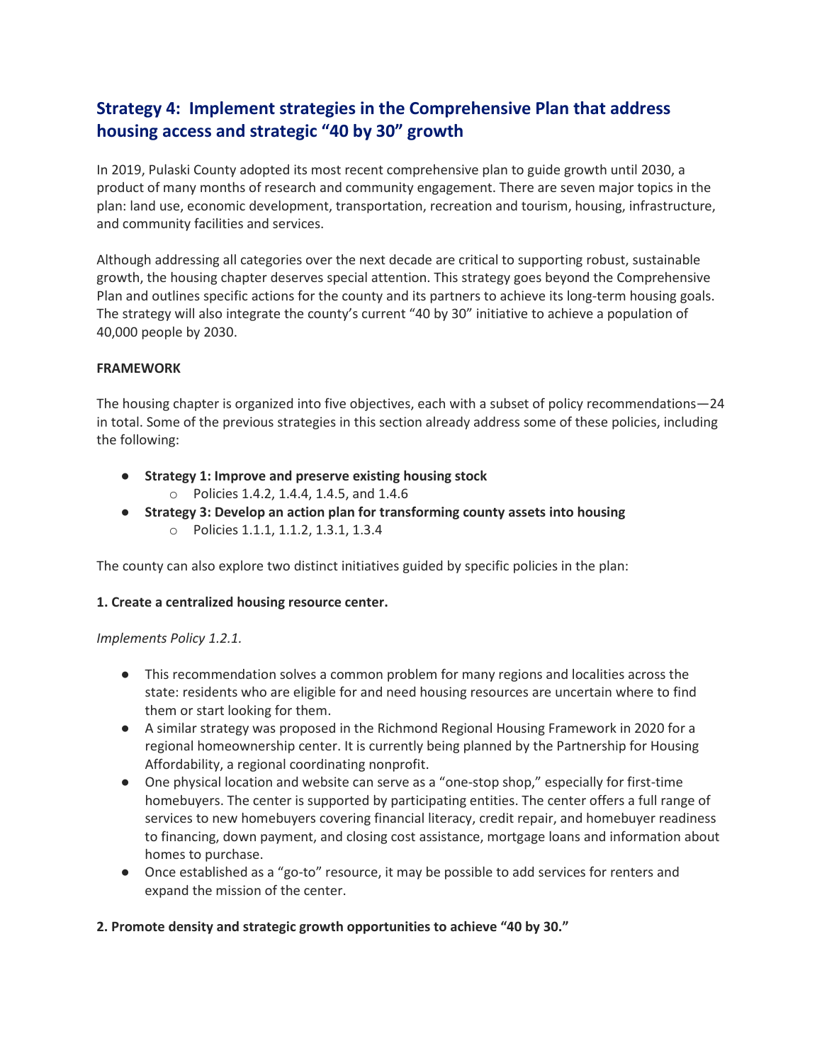## Strategy 4: Implement strategies in the Comprehensive Plan that address housing access and strategic "40 by 30" growth

In 2019, Pulaski County adopted its most recent comprehensive plan to guide growth until 2030, a product of many months of research and community engagement. There are seven major topics in the plan: land use, economic development, transportation, recreation and tourism, housing, infrastructure, and community facilities and services.

Although addressing all categories over the next decade are critical to supporting robust, sustainable growth, the housing chapter deserves special attention. This strategy goes beyond the Comprehensive Plan and outlines specific actions for the county and its partners to achieve its long-term housing goals. The strategy will also integrate the county's current "40 by 30" initiative to achieve a population of 40,000 people by 2030.

**FRAMEWORK**

The housing chapter is organized into five objectives, each with a subset of policy recommendations—24 in total. Some of the previous strategies in this section already address some of these policies, including the following:

- **Strategy 1: Improve and preserve existing housing stock**
  - Policies 1.4.2, 1.4.4, 1.4.5, and 1.4.6
- **Strategy 3: Develop an action plan for transforming county assets into housing**
  - Policies 1.1.1, 1.1.2, 1.3.1, 1.3.4

The county can also explore two distinct initiatives guided by specific policies in the plan:

**1. Create a centralized housing resource center.**

*Implements Policy 1.2.1.*

- This recommendation solves a common problem for many regions and localities across the state: residents who are eligible for and need housing resources are uncertain where to find them or start looking for them.
- A similar strategy was proposed in the Richmond Regional Housing Framework in 2020 for a regional homeownership center. It is currently being planned by the Partnership for Housing Affordability, a regional coordinating nonprofit.
- One physical location and website can serve as a "one-stop shop," especially for first-time homebuyers. The center is supported by participating entities. The center offers a full range of services to new homebuyers covering financial literacy, credit repair, and homebuyer readiness to financing, down payment, and closing cost assistance, mortgage loans and information about homes to purchase.
- Once established as a "go-to" resource, it may be possible to add services for renters and expand the mission of the center.

**2. Promote density and strategic growth opportunities to achieve "40 by 30."**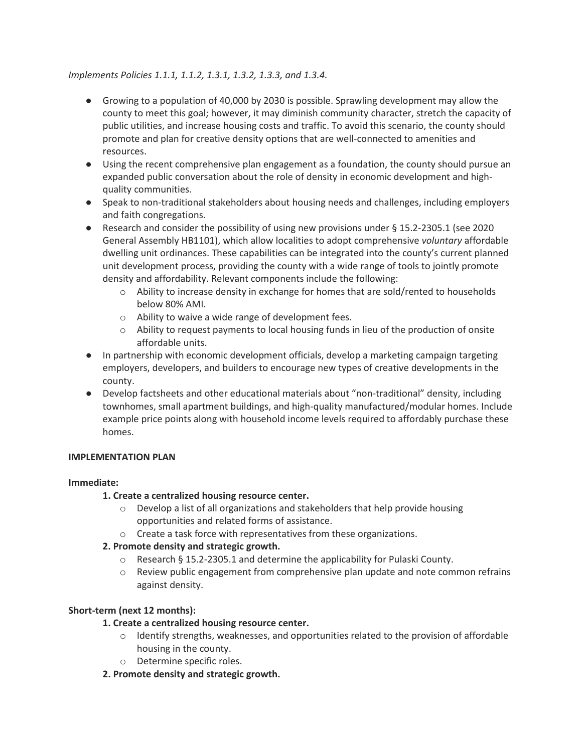*Implements Policies 1.1.1, 1.1.2, 1.3.1, 1.3.2, 1.3.3, and 1.3.4.*

- Growing to a population of 40,000 by 2030 is possible. Sprawling development may allow the county to meet this goal; however, it may diminish community character, stretch the capacity of public utilities, and increase housing costs and traffic. To avoid this scenario, the county should promote and plan for creative density options that are well-connected to amenities and resources.
- Using the recent comprehensive plan engagement as a foundation, the county should pursue an expanded public conversation about the role of density in economic development and high-quality communities.
- Speak to non-traditional stakeholders about housing needs and challenges, including employers and faith congregations.
- Research and consider the possibility of using new provisions under § 15.2-2305.1 (see 2020 General Assembly HB1101), which allow localities to adopt comprehensive *voluntary* affordable dwelling unit ordinances. These capabilities can be integrated into the county's current planned unit development process, providing the county with a wide range of tools to jointly promote density and affordability. Relevant components include the following:
  - Ability to increase density in exchange for homes that are sold/rented to households below 80% AMI.
  - Ability to waive a wide range of development fees.
  - Ability to request payments to local housing funds in lieu of the production of onsite affordable units.
- In partnership with economic development officials, develop a marketing campaign targeting employers, developers, and builders to encourage new types of creative developments in the county.
- Develop factsheets and other educational materials about "non-traditional" density, including townhomes, small apartment buildings, and high-quality manufactured/modular homes. Include example price points along with household income levels required to affordably purchase these homes.

**IMPLEMENTATION PLAN**

**Immediate:**

**1. Create a centralized housing resource center.**
  - Develop a list of all organizations and stakeholders that help provide housing opportunities and related forms of assistance.
  - Create a task force with representatives from these organizations.

**2. Promote density and strategic growth.**
  - Research § 15.2-2305.1 and determine the applicability for Pulaski County.
  - Review public engagement from comprehensive plan update and note common refrains against density.

**Short-term (next 12 months):**

**1. Create a centralized housing resource center.**
  - Identify strengths, weaknesses, and opportunities related to the provision of affordable housing in the county.
  - Determine specific roles.

**2. Promote density and strategic growth.**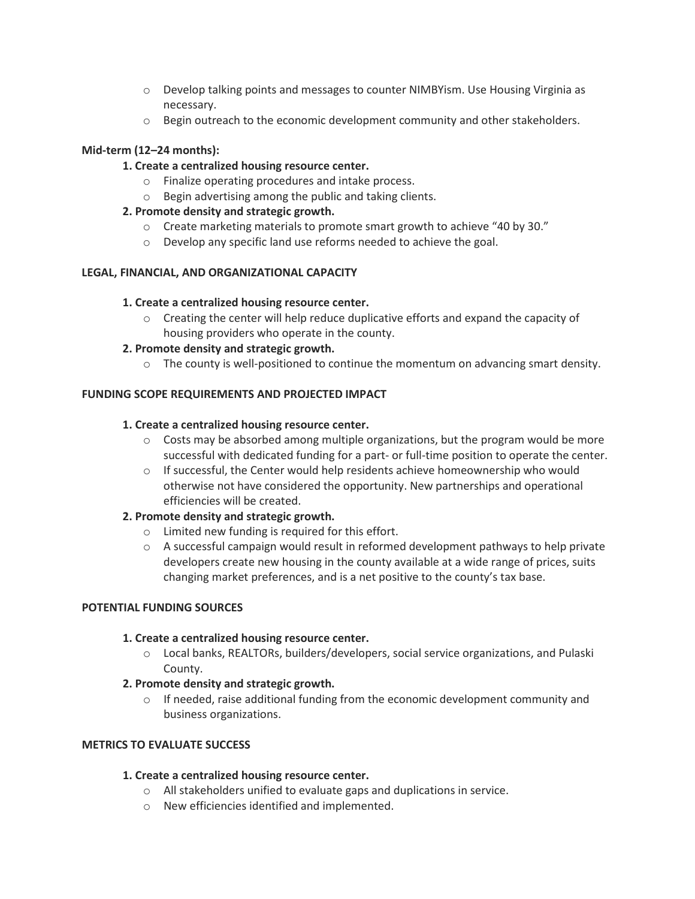- Develop talking points and messages to counter NIMBYism. Use Housing Virginia as necessary.
   - Begin outreach to the economic development community and other stakeholders.

**Mid-term (12–24 months):**

1. **Create a centralized housing resource center.**
   - Finalize operating procedures and intake process.
   - Begin advertising among the public and taking clients.
2. **Promote density and strategic growth.**
   - Create marketing materials to promote smart growth to achieve "40 by 30."
   - Develop any specific land use reforms needed to achieve the goal.

**LEGAL, FINANCIAL, AND ORGANIZATIONAL CAPACITY**

1. **Create a centralized housing resource center.**
   - Creating the center will help reduce duplicative efforts and expand the capacity of housing providers who operate in the county.
2. **Promote density and strategic growth.**
   - The county is well-positioned to continue the momentum on advancing smart density.

**FUNDING SCOPE REQUIREMENTS AND PROJECTED IMPACT**

1. **Create a centralized housing resource center.**
   - Costs may be absorbed among multiple organizations, but the program would be more successful with dedicated funding for a part- or full-time position to operate the center.
   - If successful, the Center would help residents achieve homeownership who would otherwise not have considered the opportunity. New partnerships and operational efficiencies will be created.
2. **Promote density and strategic growth.**
   - Limited new funding is required for this effort.
   - A successful campaign would result in reformed development pathways to help private developers create new housing in the county available at a wide range of prices, suits changing market preferences, and is a net positive to the county's tax base.

**POTENTIAL FUNDING SOURCES**

1. **Create a centralized housing resource center.**
   - Local banks, REALTORs, builders/developers, social service organizations, and Pulaski County.
2. **Promote density and strategic growth.**
   - If needed, raise additional funding from the economic development community and business organizations.

**METRICS TO EVALUATE SUCCESS**

1. **Create a centralized housing resource center.**
   - All stakeholders unified to evaluate gaps and duplications in service.
   - New efficiencies identified and implemented.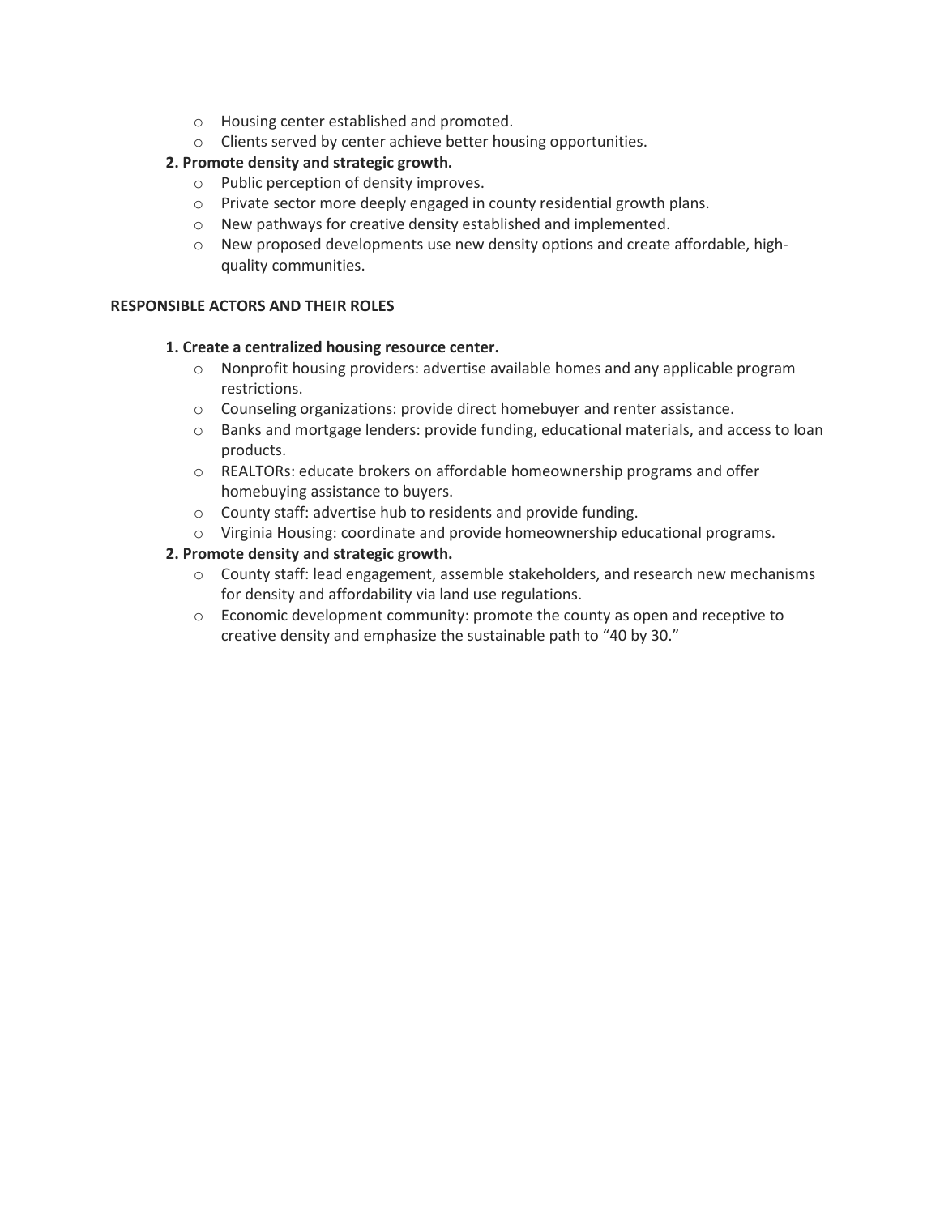- Housing center established and promoted.
- Clients served by center achieve better housing opportunities.

**2. Promote density and strategic growth.**

- Public perception of density improves.
- Private sector more deeply engaged in county residential growth plans.
- New pathways for creative density established and implemented.
- New proposed developments use new density options and create affordable, high-quality communities.

**RESPONSIBLE ACTORS AND THEIR ROLES**

**1. Create a centralized housing resource center.**

- Nonprofit housing providers: advertise available homes and any applicable program restrictions.
- Counseling organizations: provide direct homebuyer and renter assistance.
- Banks and mortgage lenders: provide funding, educational materials, and access to loan products.
- REALTORs: educate brokers on affordable homeownership programs and offer homebuying assistance to buyers.
- County staff: advertise hub to residents and provide funding.
- Virginia Housing: coordinate and provide homeownership educational programs.

**2. Promote density and strategic growth.**

- County staff: lead engagement, assemble stakeholders, and research new mechanisms for density and affordability via land use regulations.
- Economic development community: promote the county as open and receptive to creative density and emphasize the sustainable path to "40 by 30."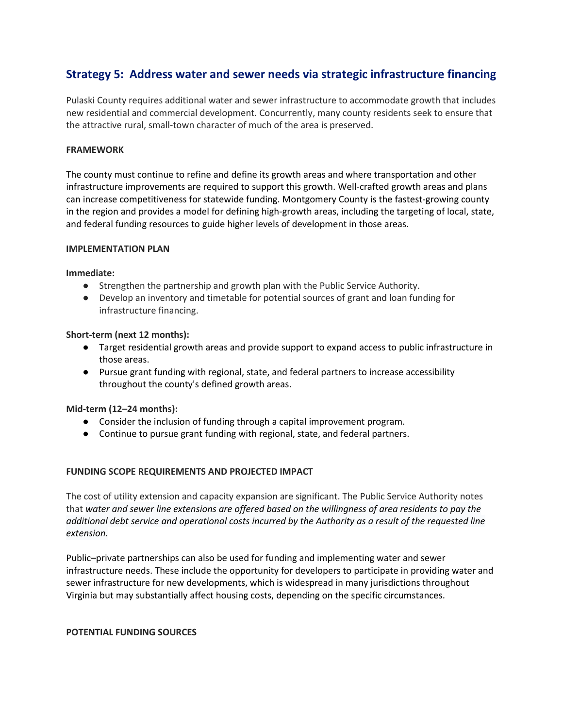## Strategy 5: Address water and sewer needs via strategic infrastructure financing

Pulaski County requires additional water and sewer infrastructure to accommodate growth that includes new residential and commercial development. Concurrently, many county residents seek to ensure that the attractive rural, small-town character of much of the area is preserved.

**FRAMEWORK**

The county must continue to refine and define its growth areas and where transportation and other infrastructure improvements are required to support this growth. Well-crafted growth areas and plans can increase competitiveness for statewide funding. Montgomery County is the fastest-growing county in the region and provides a model for defining high-growth areas, including the targeting of local, state, and federal funding resources to guide higher levels of development in those areas.

**IMPLEMENTATION PLAN**

**Immediate:**

- Strengthen the partnership and growth plan with the Public Service Authority.
- Develop an inventory and timetable for potential sources of grant and loan funding for infrastructure financing.

**Short-term (next 12 months):**

- Target residential growth areas and provide support to expand access to public infrastructure in those areas.
- Pursue grant funding with regional, state, and federal partners to increase accessibility throughout the county's defined growth areas.

**Mid-term (12–24 months):**

- Consider the inclusion of funding through a capital improvement program.
- Continue to pursue grant funding with regional, state, and federal partners.

**FUNDING SCOPE REQUIREMENTS AND PROJECTED IMPACT**

The cost of utility extension and capacity expansion are significant. The Public Service Authority notes that *water and sewer line extensions are offered based on the willingness of area residents to pay the additional debt service and operational costs incurred by the Authority as a result of the requested line extension*.

Public–private partnerships can also be used for funding and implementing water and sewer infrastructure needs. These include the opportunity for developers to participate in providing water and sewer infrastructure for new developments, which is widespread in many jurisdictions throughout Virginia but may substantially affect housing costs, depending on the specific circumstances.

**POTENTIAL FUNDING SOURCES**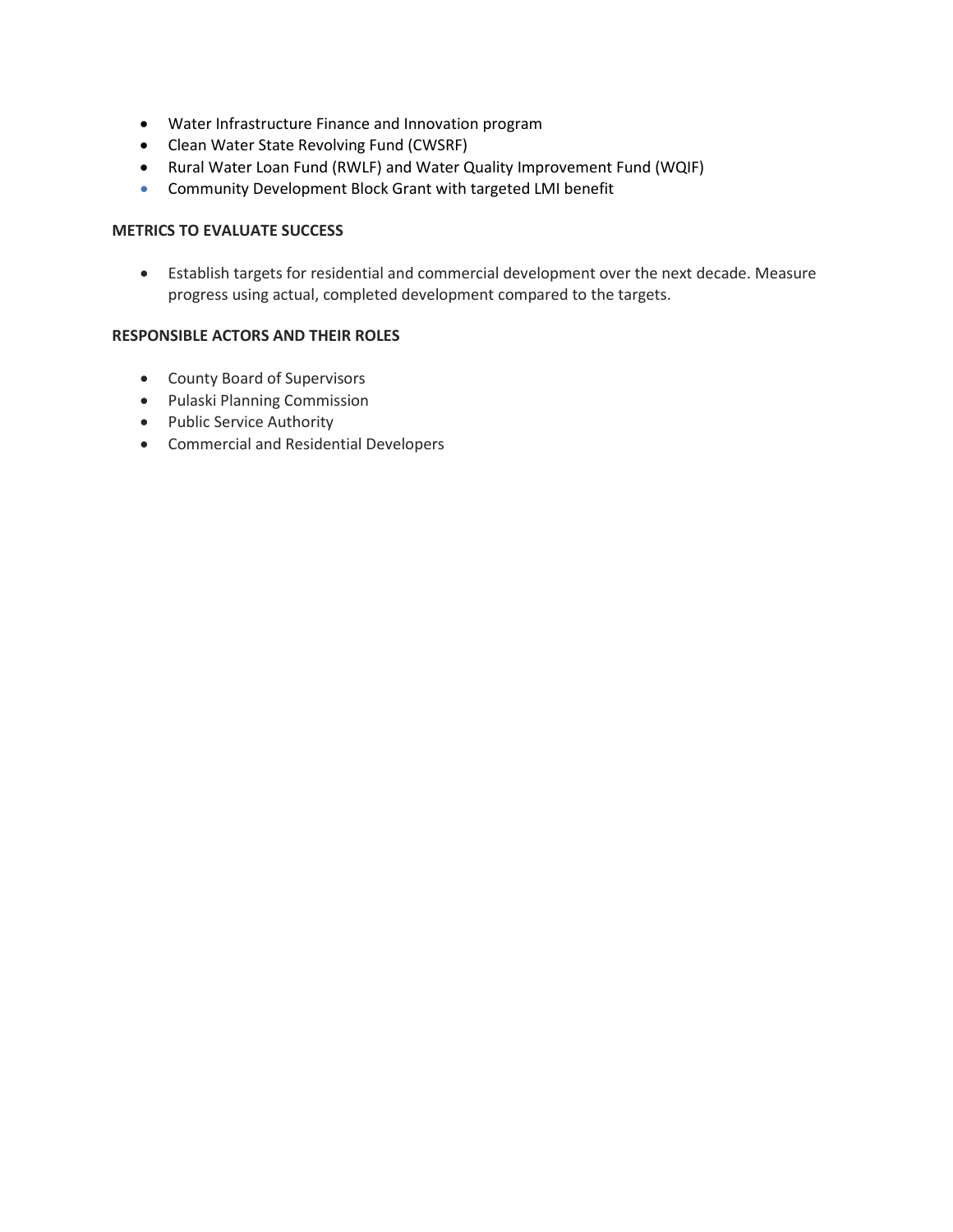- Water Infrastructure Finance and Innovation program
- Clean Water State Revolving Fund (CWSRF)
- Rural Water Loan Fund (RWLF) and Water Quality Improvement Fund (WQIF)
- Community Development Block Grant with targeted LMI benefit

**METRICS TO EVALUATE SUCCESS**

- Establish targets for residential and commercial development over the next decade. Measure progress using actual, completed development compared to the targets.

**RESPONSIBLE ACTORS AND THEIR ROLES**

- County Board of Supervisors
- Pulaski Planning Commission
- Public Service Authority
- Commercial and Residential Developers